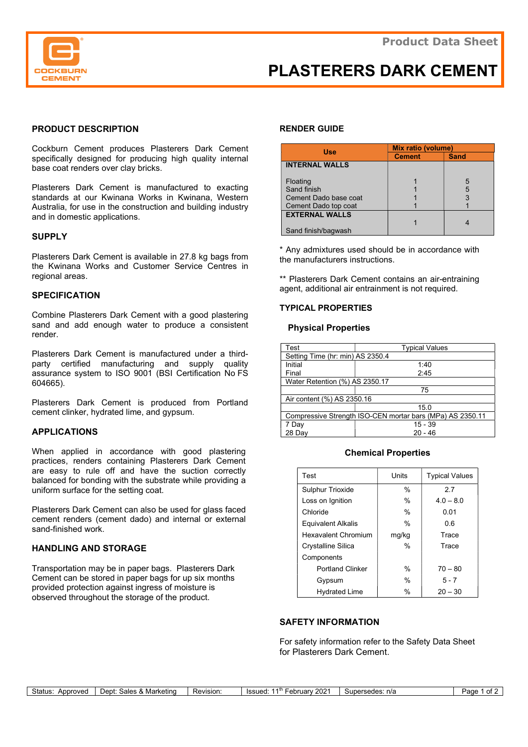Product Data Sheet

# PLASTERERS DARK CEMENT

## PRODUCT DESCRIPTION

Cockburn Cement produces Plasterers Dark Cement specifically designed for producing high quality internal base coat renders over clay bricks.

Plasterers Dark Cement is manufactured to exacting standards at our Kwinana Works in Kwinana, Western Australia, for use in the construction and building industry and in domestic applications.

## SUPPLY

Plasterers Dark Cement is available in 27.8 kg bags from the Kwinana Works and Customer Service Centres in regional areas.

## SPECIFICATION

Combine Plasterers Dark Cement with a good plastering sand and add enough water to produce a consistent render.

Plasterers Dark Cement is manufactured under a third-party certified manufacturing and supply quality assurance system to ISO 9001 (BSI Certification No FS 604665).

Plasterers Dark Cement is produced from Portland cement clinker, hydrated lime, and gypsum.

## APPLICATIONS

When applied in accordance with good plastering practices, renders containing Plasterers Dark Cement are easy to rule off and have the suction correctly balanced for bonding with the substrate while providing a uniform surface for the setting coat.

Plasterers Dark Cement can also be used for glass faced cement renders (cement dado) and internal or external sand-finished work.

## HANDLING AND STORAGE

Transportation may be in paper bags. Plasterers Dark Cement can be stored in paper bags for up six months provided protection against ingress of moisture is observed throughout the storage of the product.

## RENDER GUIDE

| Use | Mix ratio (volume) | |
|---|---|---|
| | Cement | Sand |
| **INTERNAL WALLS** | | |
| Floating | 1 | 5 |
| Sand finish | 1 | 5 |
| Cement Dado base coat | 1 | 3 |
| Cement Dado top coat | 1 | 1 |
| **EXTERNAL WALLS** | | |
| Sand finish/bagwash | 1 | 4 |

\* Any admixtures used should be in accordance with the manufacturers instructions.

\*\* Plasterers Dark Cement contains an air-entraining agent, additional air entrainment is not required.

## TYPICAL PROPERTIES

### Physical Properties

| Test | Typical Values |
|---|---|
| Setting Time (hr: min) AS 2350.4 | |
| Initial | 1:40 |
| Final | 2:45 |
| Water Retention (%) AS 2350.17 | |
| | 75 |
| Air content (%) AS 2350.16 | |
| | 15.0 |
| Compressive Strength ISO-CEN mortar bars (MPa) AS 2350.11 | |
| 7 Day | 15 - 39 |
| 28 Day | 20 - 46 |

### Chemical Properties

| Test | Units | Typical Values |
|---|---|---|
| Sulphur Trioxide | % | 2.7 |
| Loss on Ignition | % | 4.0 – 8.0 |
| Chloride | % | 0.01 |
| Equivalent Alkalis | % | 0.6 |
| Hexavalent Chromium | mg/kg | Trace |
| Crystalline Silica | % | Trace |
| Components | | |
| Portland Clinker | % | 70 – 80 |
| Gypsum | % | 5 - 7 |
| Hydrated Lime | % | 20 – 30 |

## SAFETY INFORMATION

For safety information refer to the Safety Data Sheet for Plasterers Dark Cement.

| Status: Approved | Dept: Sales & Marketing | Revision: | Issued: 11th February 2021 | Supersedes: n/a |
|---|---|---|---|---|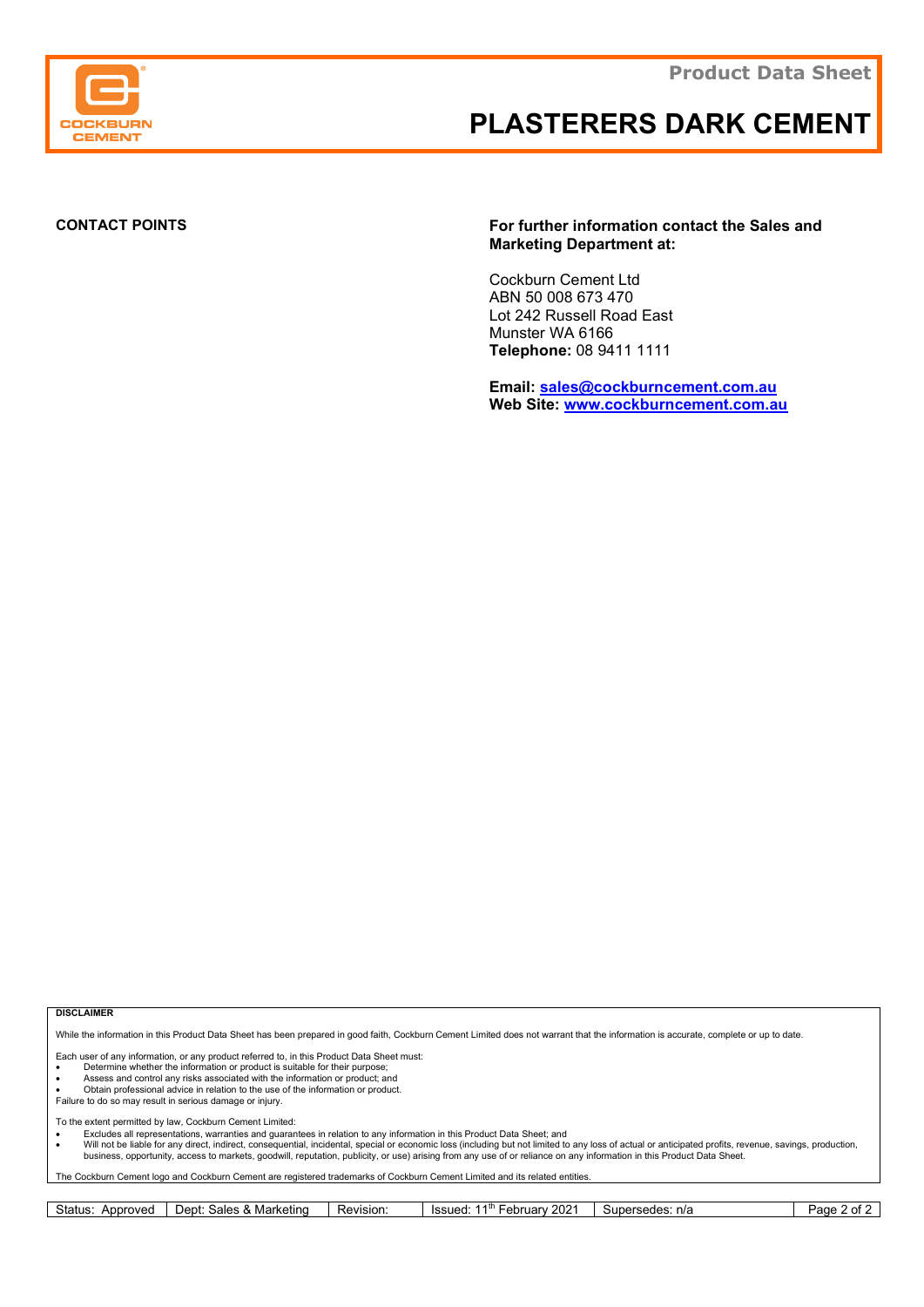## CONTACT POINTS

**For further information contact the Sales and Marketing Department at:**

Cockburn Cement Ltd
ABN 50 008 673 470
Lot 242 Russell Road East
Munster WA 6166
**Telephone:** 08 9411 1111

**Email:** sales@cockburncement.com.au
**Web Site:** www.cockburncement.com.au

**DISCLAIMER**

While the information in this Product Data Sheet has been prepared in good faith, Cockburn Cement Limited does not warrant that the information is accurate, complete or up to date.

Each user of any information, or any product referred to, in this Product Data Sheet must:

- Determine whether the information or product is suitable for their purpose;
- Assess and control any risks associated with the information or product; and
- Obtain professional advice in relation to the use of the information or product.

Failure to do so may result in serious damage or injury.

To the extent permitted by law, Cockburn Cement Limited:

- Excludes all representations, warranties and guarantees in relation to any information in this Product Data Sheet; and
- Will not be liable for any direct, indirect, consequential, incidental, special or economic loss (including but not limited to any loss of actual or anticipated profits, revenue, savings, production, business, opportunity, access to markets, goodwill, reputation, publicity, or use) arising from any use of or reliance on any information in this Product Data Sheet.

The Cockburn Cement logo and Cockburn Cement are registered trademarks of Cockburn Cement Limited and its related entities.

| Status: Approved | Dept: Sales & Marketing | Revision: | Issued: 11th February 2021 | Supersedes: n/a |
|---|---|---|---|---|